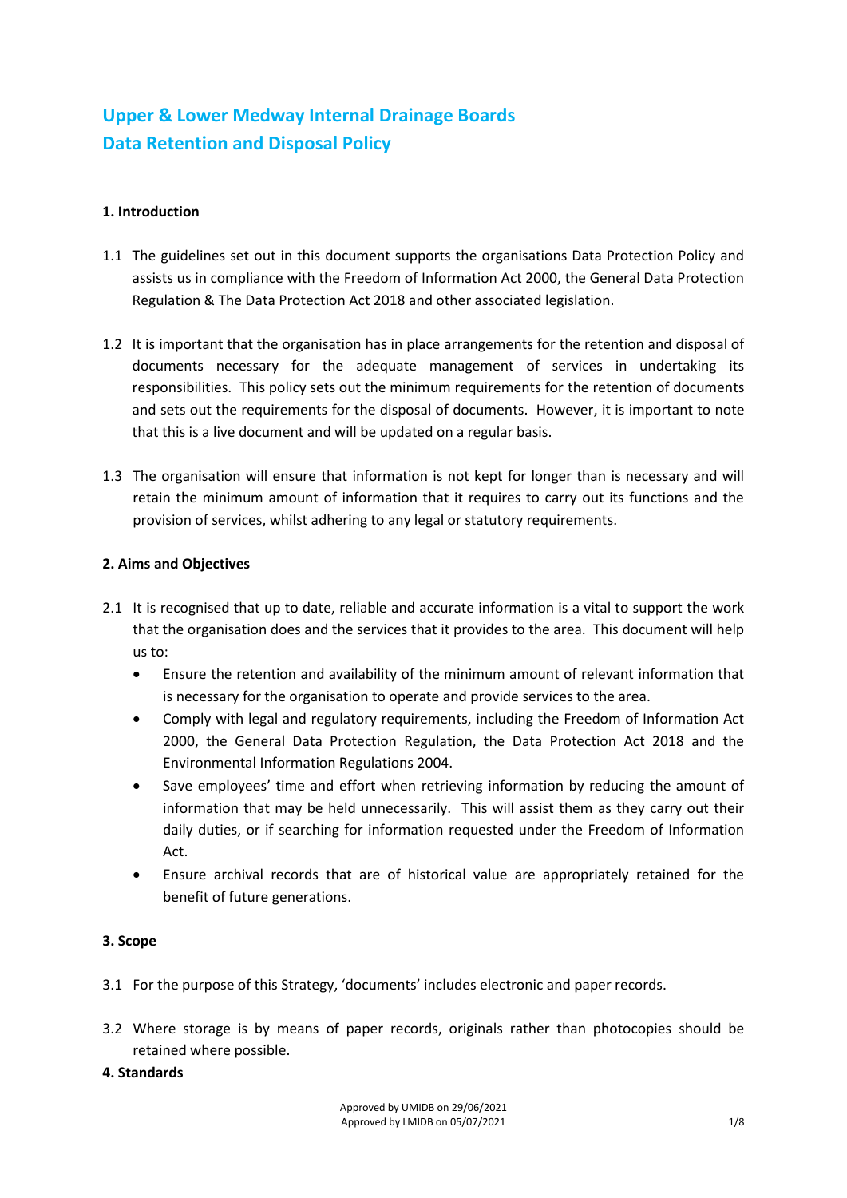# Upper & Lower Medway Internal Drainage Boards
# Data Retention and Disposal Policy

## 1. Introduction

1.1 The guidelines set out in this document supports the organisations Data Protection Policy and assists us in compliance with the Freedom of Information Act 2000, the General Data Protection Regulation & The Data Protection Act 2018 and other associated legislation.

1.2 It is important that the organisation has in place arrangements for the retention and disposal of documents necessary for the adequate management of services in undertaking its responsibilities. This policy sets out the minimum requirements for the retention of documents and sets out the requirements for the disposal of documents. However, it is important to note that this is a live document and will be updated on a regular basis.

1.3 The organisation will ensure that information is not kept for longer than is necessary and will retain the minimum amount of information that it requires to carry out its functions and the provision of services, whilst adhering to any legal or statutory requirements.

## 2. Aims and Objectives

2.1 It is recognised that up to date, reliable and accurate information is a vital to support the work that the organisation does and the services that it provides to the area. This document will help us to:

- Ensure the retention and availability of the minimum amount of relevant information that is necessary for the organisation to operate and provide services to the area.
- Comply with legal and regulatory requirements, including the Freedom of Information Act 2000, the General Data Protection Regulation, the Data Protection Act 2018 and the Environmental Information Regulations 2004.
- Save employees' time and effort when retrieving information by reducing the amount of information that may be held unnecessarily. This will assist them as they carry out their daily duties, or if searching for information requested under the Freedom of Information Act.
- Ensure archival records that are of historical value are appropriately retained for the benefit of future generations.

## 3. Scope

3.1 For the purpose of this Strategy, 'documents' includes electronic and paper records.

3.2 Where storage is by means of paper records, originals rather than photocopies should be retained where possible.

## 4. Standards

Approved by UMIDB on 29/06/2021
Approved by LMIDB on 05/07/2021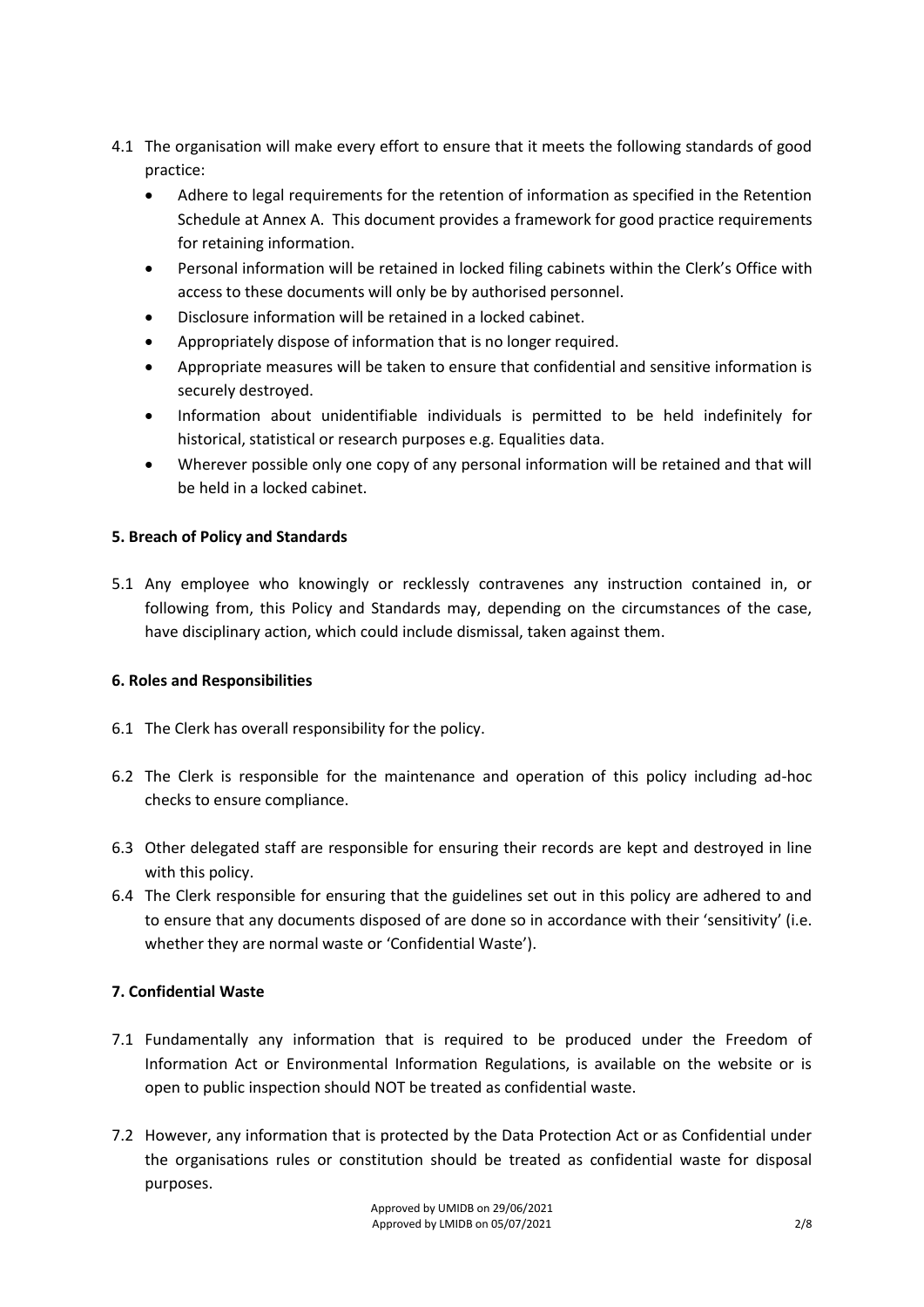4.1 The organisation will make every effort to ensure that it meets the following standards of good practice:

- Adhere to legal requirements for the retention of information as specified in the Retention Schedule at Annex A. This document provides a framework for good practice requirements for retaining information.
- Personal information will be retained in locked filing cabinets within the Clerk's Office with access to these documents will only be by authorised personnel.
- Disclosure information will be retained in a locked cabinet.
- Appropriately dispose of information that is no longer required.
- Appropriate measures will be taken to ensure that confidential and sensitive information is securely destroyed.
- Information about unidentifiable individuals is permitted to be held indefinitely for historical, statistical or research purposes e.g. Equalities data.
- Wherever possible only one copy of any personal information will be retained and that will be held in a locked cabinet.

**5. Breach of Policy and Standards**

5.1 Any employee who knowingly or recklessly contravenes any instruction contained in, or following from, this Policy and Standards may, depending on the circumstances of the case, have disciplinary action, which could include dismissal, taken against them.

**6. Roles and Responsibilities**

6.1 The Clerk has overall responsibility for the policy.

6.2 The Clerk is responsible for the maintenance and operation of this policy including ad-hoc checks to ensure compliance.

6.3 Other delegated staff are responsible for ensuring their records are kept and destroyed in line with this policy.

6.4 The Clerk responsible for ensuring that the guidelines set out in this policy are adhered to and to ensure that any documents disposed of are done so in accordance with their 'sensitivity' (i.e. whether they are normal waste or 'Confidential Waste').

**7. Confidential Waste**

7.1 Fundamentally any information that is required to be produced under the Freedom of Information Act or Environmental Information Regulations, is available on the website or is open to public inspection should NOT be treated as confidential waste.

7.2 However, any information that is protected by the Data Protection Act or as Confidential under the organisations rules or constitution should be treated as confidential waste for disposal purposes.

Approved by UMIDB on 29/06/2021
Approved by LMIDB on 05/07/2021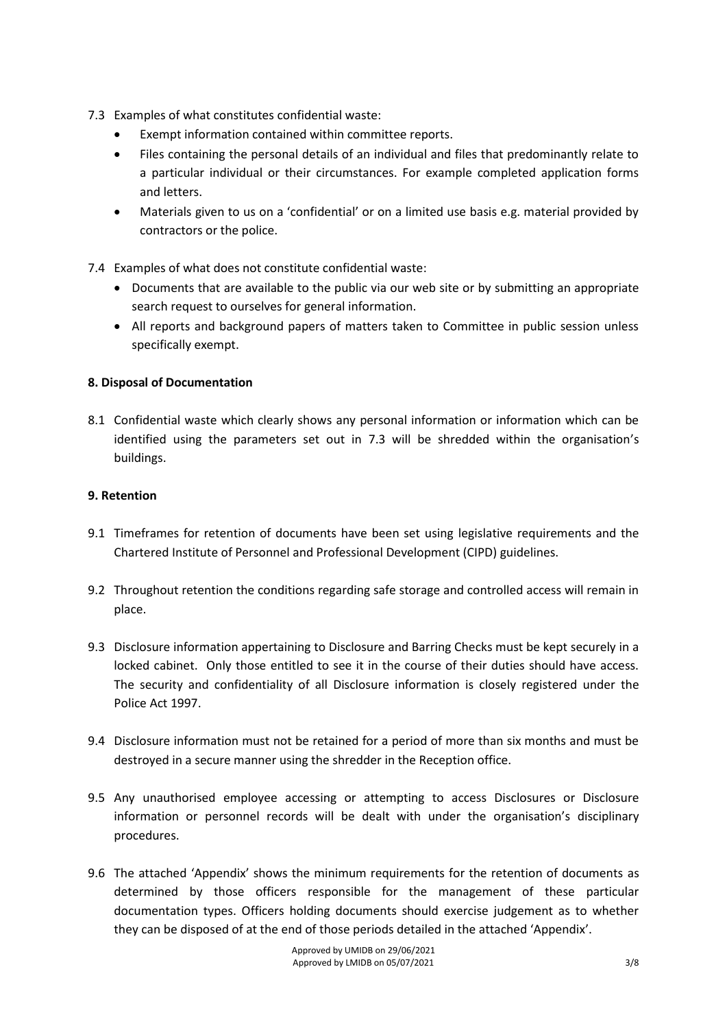7.3 Examples of what constitutes confidential waste:

- Exempt information contained within committee reports.
- Files containing the personal details of an individual and files that predominantly relate to a particular individual or their circumstances. For example completed application forms and letters.
- Materials given to us on a 'confidential' or on a limited use basis e.g. material provided by contractors or the police.

7.4 Examples of what does not constitute confidential waste:

- Documents that are available to the public via our web site or by submitting an appropriate search request to ourselves for general information.
- All reports and background papers of matters taken to Committee in public session unless specifically exempt.

**8. Disposal of Documentation**

8.1 Confidential waste which clearly shows any personal information or information which can be identified using the parameters set out in 7.3 will be shredded within the organisation's buildings.

**9. Retention**

9.1 Timeframes for retention of documents have been set using legislative requirements and the Chartered Institute of Personnel and Professional Development (CIPD) guidelines.

9.2 Throughout retention the conditions regarding safe storage and controlled access will remain in place.

9.3 Disclosure information appertaining to Disclosure and Barring Checks must be kept securely in a locked cabinet. Only those entitled to see it in the course of their duties should have access. The security and confidentiality of all Disclosure information is closely registered under the Police Act 1997.

9.4 Disclosure information must not be retained for a period of more than six months and must be destroyed in a secure manner using the shredder in the Reception office.

9.5 Any unauthorised employee accessing or attempting to access Disclosures or Disclosure information or personnel records will be dealt with under the organisation's disciplinary procedures.

9.6 The attached 'Appendix' shows the minimum requirements for the retention of documents as determined by those officers responsible for the management of these particular documentation types. Officers holding documents should exercise judgement as to whether they can be disposed of at the end of those periods detailed in the attached 'Appendix'.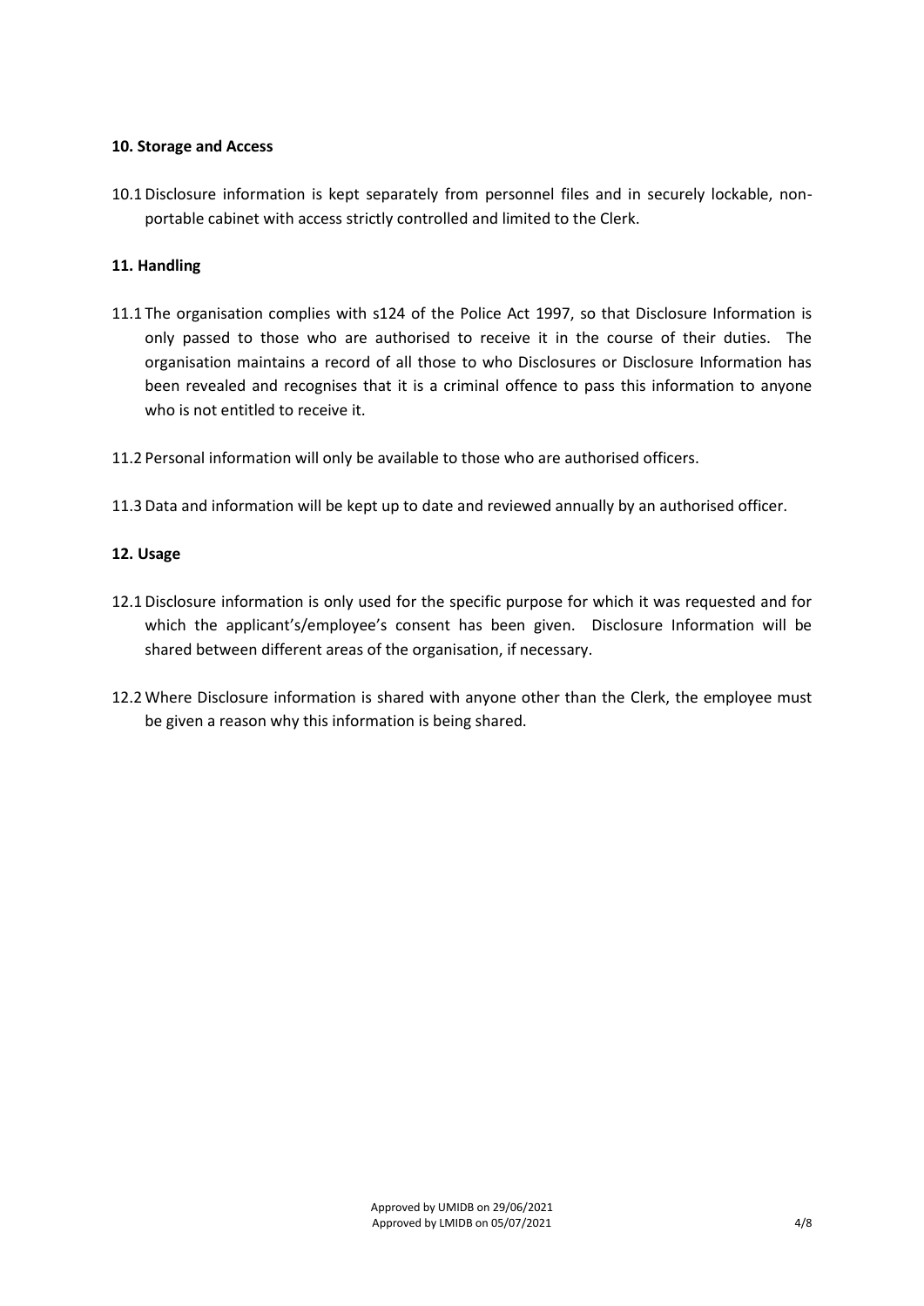## 10. Storage and Access

10.1 Disclosure information is kept separately from personnel files and in securely lockable, non-portable cabinet with access strictly controlled and limited to the Clerk.

## 11. Handling

11.1 The organisation complies with s124 of the Police Act 1997, so that Disclosure Information is only passed to those who are authorised to receive it in the course of their duties. The organisation maintains a record of all those to who Disclosures or Disclosure Information has been revealed and recognises that it is a criminal offence to pass this information to anyone who is not entitled to receive it.

11.2 Personal information will only be available to those who are authorised officers.

11.3 Data and information will be kept up to date and reviewed annually by an authorised officer.

## 12. Usage

12.1 Disclosure information is only used for the specific purpose for which it was requested and for which the applicant's/employee's consent has been given. Disclosure Information will be shared between different areas of the organisation, if necessary.

12.2 Where Disclosure information is shared with anyone other than the Clerk, the employee must be given a reason why this information is being shared.

Approved by UMIDB on 29/06/2021
Approved by LMIDB on 05/07/2021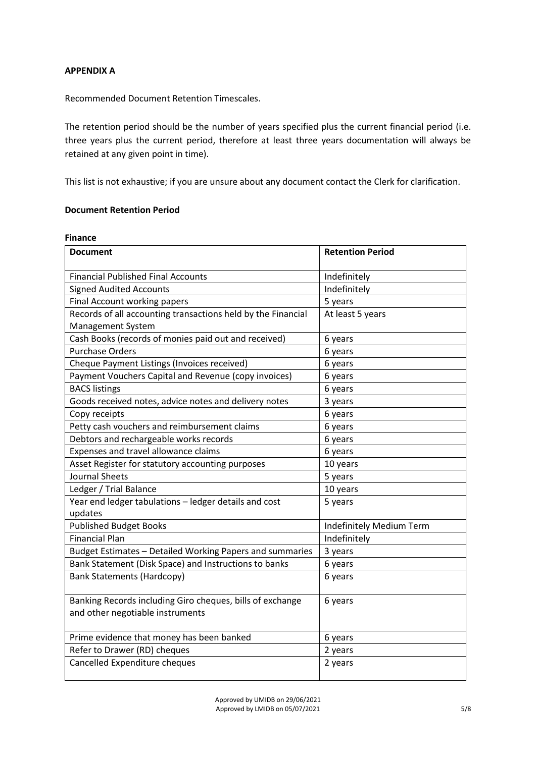**APPENDIX A**

Recommended Document Retention Timescales.

The retention period should be the number of years specified plus the current financial period (i.e. three years plus the current period, therefore at least three years documentation will always be retained at any given point in time).

This list is not exhaustive; if you are unsure about any document contact the Clerk for clarification.

**Document Retention Period**

**Finance**

| **Document** | **Retention Period** |
|---|---|
| Financial Published Final Accounts | Indefinitely |
| Signed Audited Accounts | Indefinitely |
| Final Account working papers | 5 years |
| Records of all accounting transactions held by the Financial Management System | At least 5 years |
| Cash Books (records of monies paid out and received) | 6 years |
| Purchase Orders | 6 years |
| Cheque Payment Listings (Invoices received) | 6 years |
| Payment Vouchers Capital and Revenue (copy invoices) | 6 years |
| BACS listings | 6 years |
| Goods received notes, advice notes and delivery notes | 3 years |
| Copy receipts | 6 years |
| Petty cash vouchers and reimbursement claims | 6 years |
| Debtors and rechargeable works records | 6 years |
| Expenses and travel allowance claims | 6 years |
| Asset Register for statutory accounting purposes | 10 years |
| Journal Sheets | 5 years |
| Ledger / Trial Balance | 10 years |
| Year end ledger tabulations – ledger details and cost updates | 5 years |
| Published Budget Books | Indefinitely Medium Term |
| Financial Plan | Indefinitely |
| Budget Estimates – Detailed Working Papers and summaries | 3 years |
| Bank Statement (Disk Space) and Instructions to banks | 6 years |
| Bank Statements (Hardcopy) | 6 years |
| Banking Records including Giro cheques, bills of exchange and other negotiable instruments | 6 years |
| Prime evidence that money has been banked | 6 years |
| Refer to Drawer (RD) cheques | 2 years |
| Cancelled Expenditure cheques | 2 years |

Approved by UMIDB on 29/06/2021
Approved by LMIDB on 05/07/2021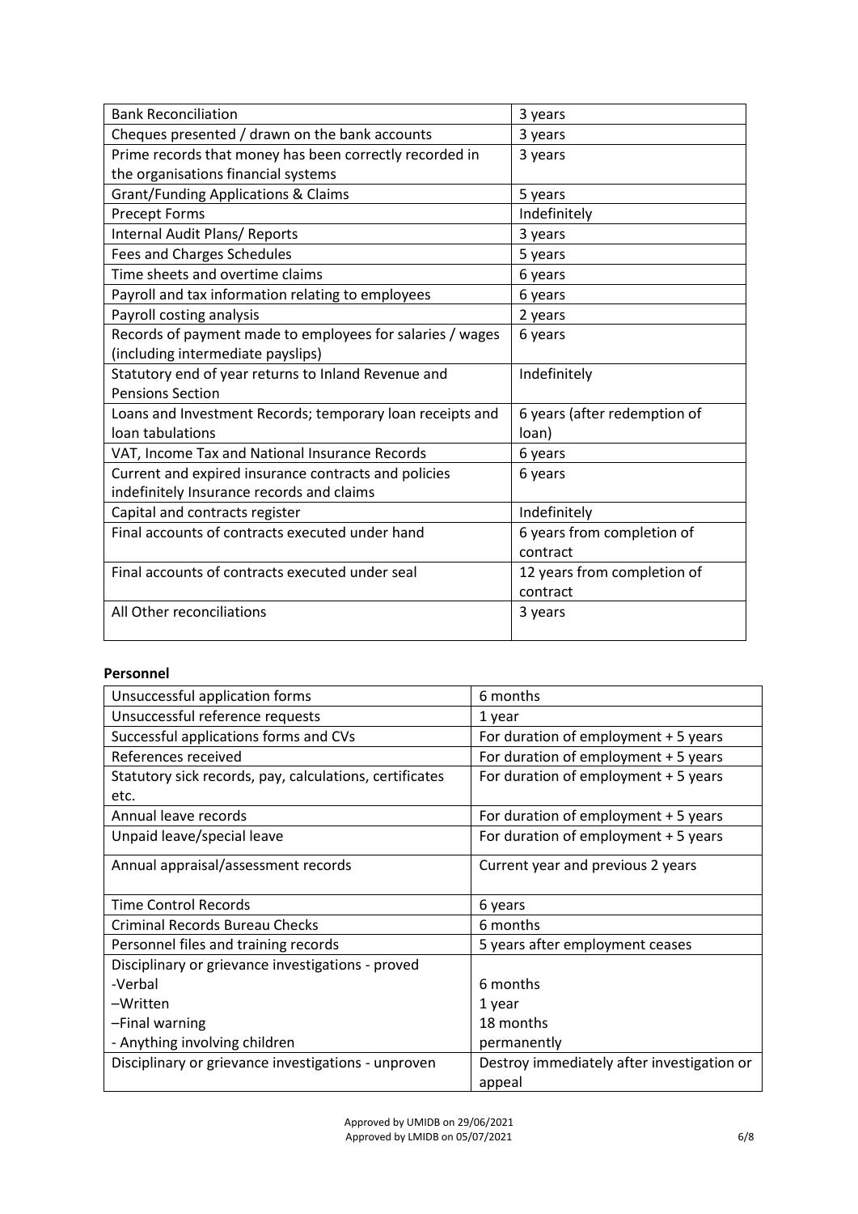| Bank Reconciliation | 3 years |
|---|---|
| Cheques presented / drawn on the bank accounts | 3 years |
| Prime records that money has been correctly recorded in the organisations financial systems | 3 years |
| Grant/Funding Applications & Claims | 5 years |
| Precept Forms | Indefinitely |
| Internal Audit Plans/ Reports | 3 years |
| Fees and Charges Schedules | 5 years |
| Time sheets and overtime claims | 6 years |
| Payroll and tax information relating to employees | 6 years |
| Payroll costing analysis | 2 years |
| Records of payment made to employees for salaries / wages (including intermediate payslips) | 6 years |
| Statutory end of year returns to Inland Revenue and Pensions Section | Indefinitely |
| Loans and Investment Records; temporary loan receipts and loan tabulations | 6 years (after redemption of loan) |
| VAT, Income Tax and National Insurance Records | 6 years |
| Current and expired insurance contracts and policies indefinitely Insurance records and claims | 6 years |
| Capital and contracts register | Indefinitely |
| Final accounts of contracts executed under hand | 6 years from completion of contract |
| Final accounts of contracts executed under seal | 12 years from completion of contract |
| All Other reconciliations | 3 years |

**Personnel**

| Unsuccessful application forms | 6 months |
|---|---|
| Unsuccessful reference requests | 1 year |
| Successful applications forms and CVs | For duration of employment + 5 years |
| References received | For duration of employment + 5 years |
| Statutory sick records, pay, calculations, certificates etc. | For duration of employment + 5 years |
| Annual leave records | For duration of employment + 5 years |
| Unpaid leave/special leave | For duration of employment + 5 years |
| Annual appraisal/assessment records | Current year and previous 2 years |
| Time Control Records | 6 years |
| Criminal Records Bureau Checks | 6 months |
| Personnel files and training records | 5 years after employment ceases |
| Disciplinary or grievance investigations - proved<br>-Verbal<br>–Written<br>–Final warning<br>- Anything involving children | <br>6 months<br>1 year<br>18 months<br>permanently |
| Disciplinary or grievance investigations - unproven | Destroy immediately after investigation or appeal |

Approved by UMIDB on 29/06/2021
Approved by LMIDB on 05/07/2021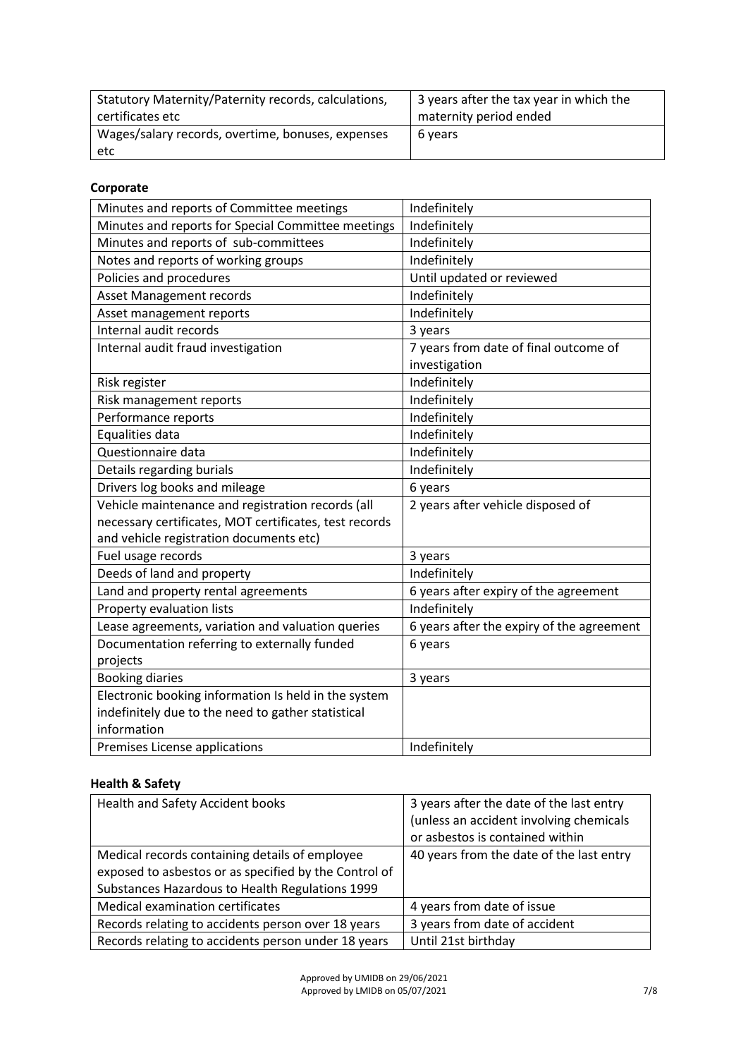| Statutory Maternity/Paternity records, calculations, certificates etc | 3 years after the tax year in which the maternity period ended |
|---|---|
| Wages/salary records, overtime, bonuses, expenses etc | 6 years |

**Corporate**

| Minutes and reports of Committee meetings | Indefinitely |
|---|---|
| Minutes and reports for Special Committee meetings | Indefinitely |
| Minutes and reports of sub-committees | Indefinitely |
| Notes and reports of working groups | Indefinitely |
| Policies and procedures | Until updated or reviewed |
| Asset Management records | Indefinitely |
| Asset management reports | Indefinitely |
| Internal audit records | 3 years |
| Internal audit fraud investigation | 7 years from date of final outcome of investigation |
| Risk register | Indefinitely |
| Risk management reports | Indefinitely |
| Performance reports | Indefinitely |
| Equalities data | Indefinitely |
| Questionnaire data | Indefinitely |
| Details regarding burials | Indefinitely |
| Drivers log books and mileage | 6 years |
| Vehicle maintenance and registration records (all necessary certificates, MOT certificates, test records and vehicle registration documents etc) | 2 years after vehicle disposed of |
| Fuel usage records | 3 years |
| Deeds of land and property | Indefinitely |
| Land and property rental agreements | 6 years after expiry of the agreement |
| Property evaluation lists | Indefinitely |
| Lease agreements, variation and valuation queries | 6 years after the expiry of the agreement |
| Documentation referring to externally funded projects | 6 years |
| Booking diaries | 3 years |
| Electronic booking information Is held in the system indefinitely due to the need to gather statistical information | |
| Premises License applications | Indefinitely |

**Health & Safety**

| Health and Safety Accident books | 3 years after the date of the last entry (unless an accident involving chemicals or asbestos is contained within |
|---|---|
| Medical records containing details of employee exposed to asbestos or as specified by the Control of Substances Hazardous to Health Regulations 1999 | 40 years from the date of the last entry |
| Medical examination certificates | 4 years from date of issue |
| Records relating to accidents person over 18 years | 3 years from date of accident |
| Records relating to accidents person under 18 years | Until 21st birthday |

Approved by UMIDB on 29/06/2021
Approved by LMIDB on 05/07/2021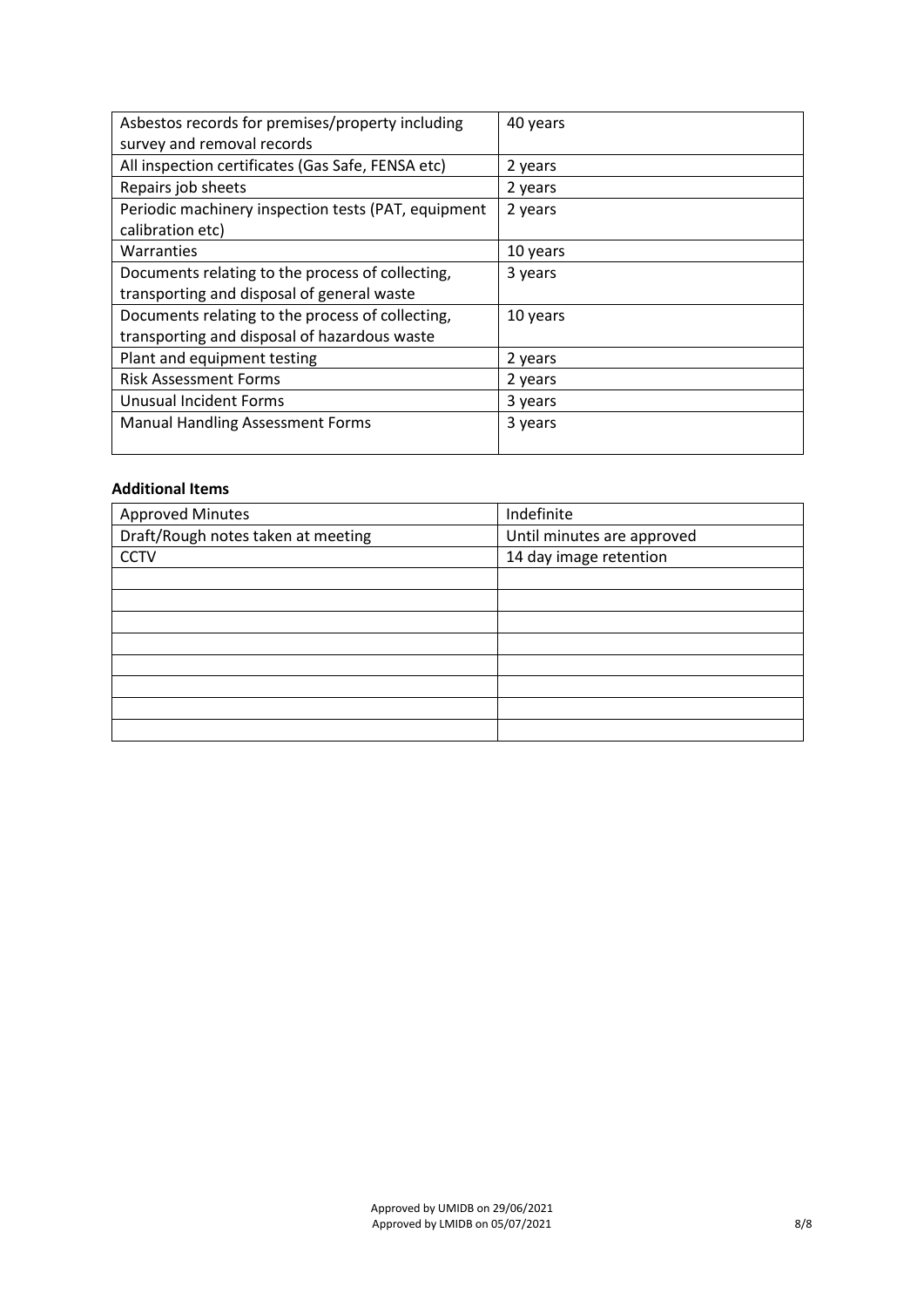| | |
|---|---|
| Asbestos records for premises/property including survey and removal records | 40 years |
| All inspection certificates (Gas Safe, FENSA etc) | 2 years |
| Repairs job sheets | 2 years |
| Periodic machinery inspection tests (PAT, equipment calibration etc) | 2 years |
| Warranties | 10 years |
| Documents relating to the process of collecting, transporting and disposal of general waste | 3 years |
| Documents relating to the process of collecting, transporting and disposal of hazardous waste | 10 years |
| Plant and equipment testing | 2 years |
| Risk Assessment Forms | 2 years |
| Unusual Incident Forms | 3 years |
| Manual Handling Assessment Forms | 3 years |

**Additional Items**

| | |
|---|---|
| Approved Minutes | Indefinite |
| Draft/Rough notes taken at meeting | Until minutes are approved |
| CCTV | 14 day image retention |
| | |
| | |
| | |
| | |
| | |
| | |
| | |
| | |

Approved by UMIDB on 29/06/2021
Approved by LMIDB on 05/07/2021